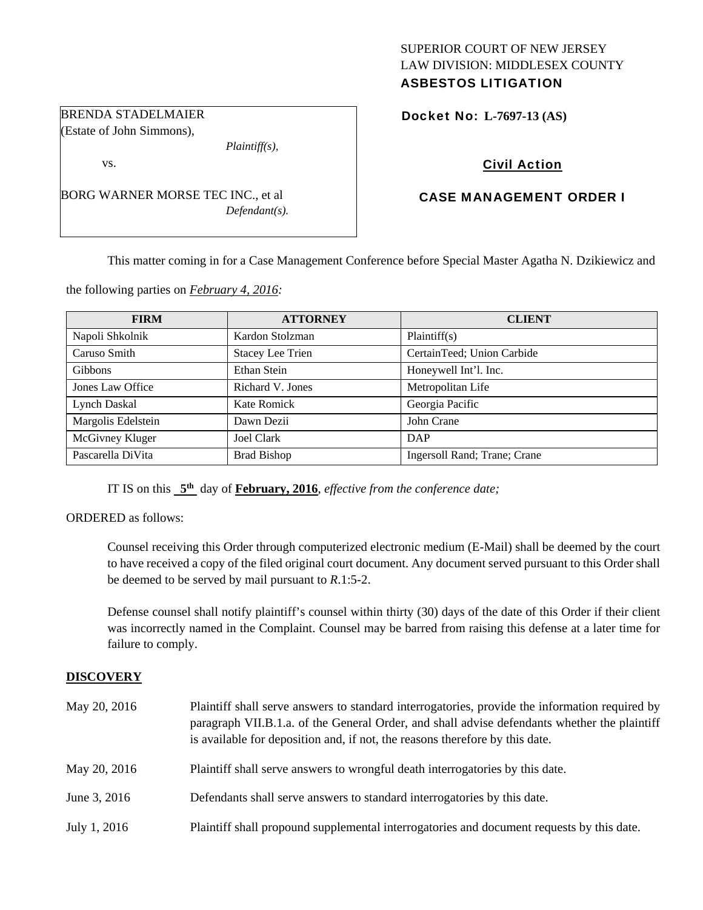SUPERIOR COURT OF NEW JERSEY
LAW DIVISION: MIDDLESEX COUNTY
**ASBESTOS LITIGATION**

BRENDA STADELMAIER
(Estate of John Simmons),
*Plaintiff(s),*

vs.

BORG WARNER MORSE TEC INC., et al
*Defendant(s).*

**Docket No: L-7697-13 (AS)**

**Civil Action**

**CASE MANAGEMENT ORDER I**

This matter coming in for a Case Management Conference before Special Master Agatha N. Dzikiewicz and the following parties on ***February 4, 2016:***

| FIRM | ATTORNEY | CLIENT |
|---|---|---|
| Napoli Shkolnik | Kardon Stolzman | Plaintiff(s) |
| Caruso Smith | Stacey Lee Trien | CertainTeed; Union Carbide |
| Gibbons | Ethan Stein | Honeywell Int'l. Inc. |
| Jones Law Office | Richard V. Jones | Metropolitan Life |
| Lynch Daskal | Kate Romick | Georgia Pacific |
| Margolis Edelstein | Dawn Dezii | John Crane |
| McGivney Kluger | Joel Clark | DAP |
| Pascarella DiVita | Brad Bishop | Ingersoll Rand; Trane; Crane |

IT IS on this **5th** day of **February, 2016**, *effective from the conference date;*

ORDERED as follows:

Counsel receiving this Order through computerized electronic medium (E-Mail) shall be deemed by the court to have received a copy of the filed original court document. Any document served pursuant to this Order shall be deemed to be served by mail pursuant to *R*.1:5-2.

Defense counsel shall notify plaintiff's counsel within thirty (30) days of the date of this Order if their client was incorrectly named in the Complaint. Counsel may be barred from raising this defense at a later time for failure to comply.

## DISCOVERY

| | |
|---|---|
| May 20, 2016 | Plaintiff shall serve answers to standard interrogatories, provide the information required by paragraph VII.B.1.a. of the General Order, and shall advise defendants whether the plaintiff is available for deposition and, if not, the reasons therefore by this date. |
| May 20, 2016 | Plaintiff shall serve answers to wrongful death interrogatories by this date. |
| June 3, 2016 | Defendants shall serve answers to standard interrogatories by this date. |
| July 1, 2016 | Plaintiff shall propound supplemental interrogatories and document requests by this date. |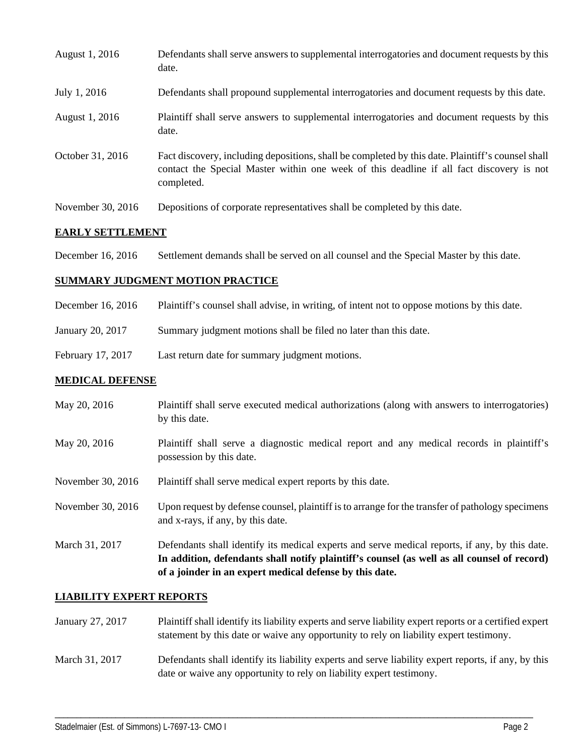| | |
|---|---|
| August 1, 2016 | Defendants shall serve answers to supplemental interrogatories and document requests by this date. |
| July 1, 2016 | Defendants shall propound supplemental interrogatories and document requests by this date. |
| August 1, 2016 | Plaintiff shall serve answers to supplemental interrogatories and document requests by this date. |
| October 31, 2016 | Fact discovery, including depositions, shall be completed by this date. Plaintiff's counsel shall contact the Special Master within one week of this deadline if all fact discovery is not completed. |
| November 30, 2016 | Depositions of corporate representatives shall be completed by this date. |

## EARLY SETTLEMENT

| | |
|---|---|
| December 16, 2016 | Settlement demands shall be served on all counsel and the Special Master by this date. |

## SUMMARY JUDGMENT MOTION PRACTICE

| | |
|---|---|
| December 16, 2016 | Plaintiff's counsel shall advise, in writing, of intent not to oppose motions by this date. |
| January 20, 2017 | Summary judgment motions shall be filed no later than this date. |
| February 17, 2017 | Last return date for summary judgment motions. |

## MEDICAL DEFENSE

| | |
|---|---|
| May 20, 2016 | Plaintiff shall serve executed medical authorizations (along with answers to interrogatories) by this date. |
| May 20, 2016 | Plaintiff shall serve a diagnostic medical report and any medical records in plaintiff's possession by this date. |
| November 30, 2016 | Plaintiff shall serve medical expert reports by this date. |
| November 30, 2016 | Upon request by defense counsel, plaintiff is to arrange for the transfer of pathology specimens and x-rays, if any, by this date. |
| March 31, 2017 | Defendants shall identify its medical experts and serve medical reports, if any, by this date. **In addition, defendants shall notify plaintiff's counsel (as well as all counsel of record) of a joinder in an expert medical defense by this date.** |

## LIABILITY EXPERT REPORTS

| | |
|---|---|
| January 27, 2017 | Plaintiff shall identify its liability experts and serve liability expert reports or a certified expert statement by this date or waive any opportunity to rely on liability expert testimony. |
| March 31, 2017 | Defendants shall identify its liability experts and serve liability expert reports, if any, by this date or waive any opportunity to rely on liability expert testimony. |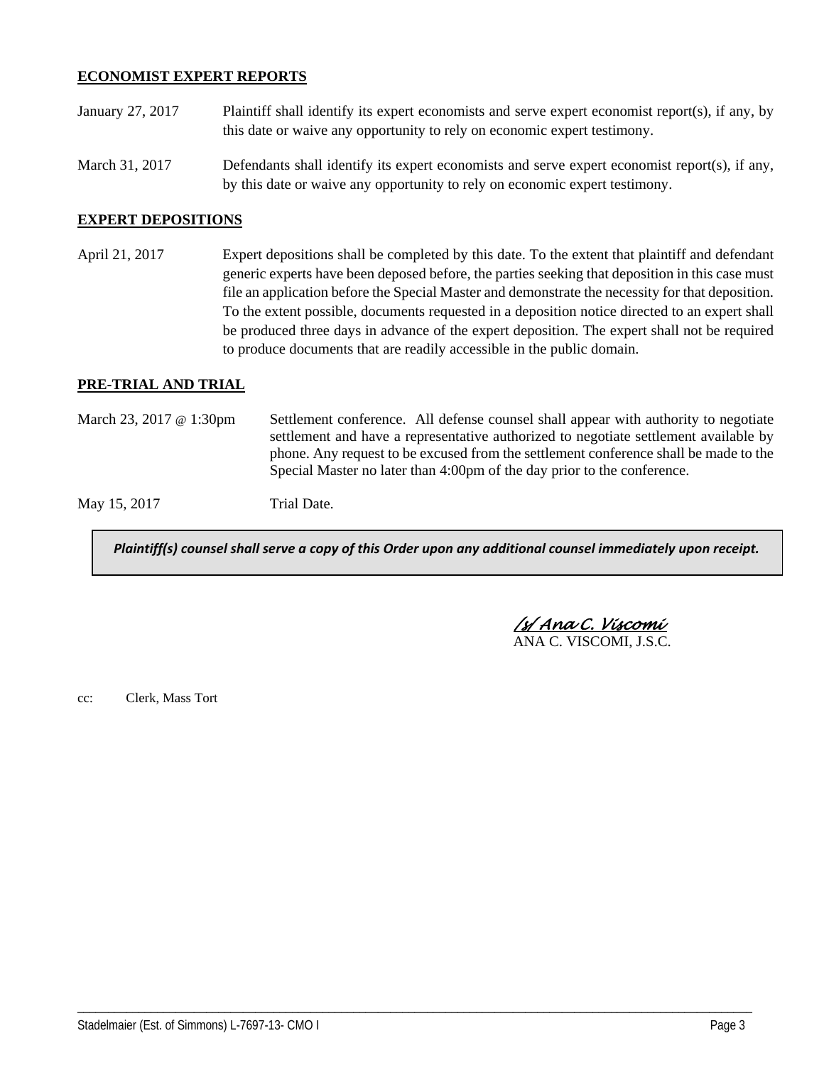**ECONOMIST EXPERT REPORTS**

| | |
|---|---|
| January 27, 2017 | Plaintiff shall identify its expert economists and serve expert economist report(s), if any, by this date or waive any opportunity to rely on economic expert testimony. |
| March 31, 2017 | Defendants shall identify its expert economists and serve expert economist report(s), if any, by this date or waive any opportunity to rely on economic expert testimony. |

**EXPERT DEPOSITIONS**

| | |
|---|---|
| April 21, 2017 | Expert depositions shall be completed by this date. To the extent that plaintiff and defendant generic experts have been deposed before, the parties seeking that deposition in this case must file an application before the Special Master and demonstrate the necessity for that deposition. To the extent possible, documents requested in a deposition notice directed to an expert shall be produced three days in advance of the expert deposition. The expert shall not be required to produce documents that are readily accessible in the public domain. |

**PRE-TRIAL AND TRIAL**

| | |
|---|---|
| March 23, 2017 @ 1:30pm | Settlement conference. All defense counsel shall appear with authority to negotiate settlement and have a representative authorized to negotiate settlement available by phone. Any request to be excused from the settlement conference shall be made to the Special Master no later than 4:00pm of the day prior to the conference. |
| May 15, 2017 | Trial Date. |

***Plaintiff(s) counsel shall serve a copy of this Order upon any additional counsel immediately upon receipt.***

/s/ Ana C. Viscomi
ANA C. VISCOMI, J.S.C.

cc: Clerk, Mass Tort